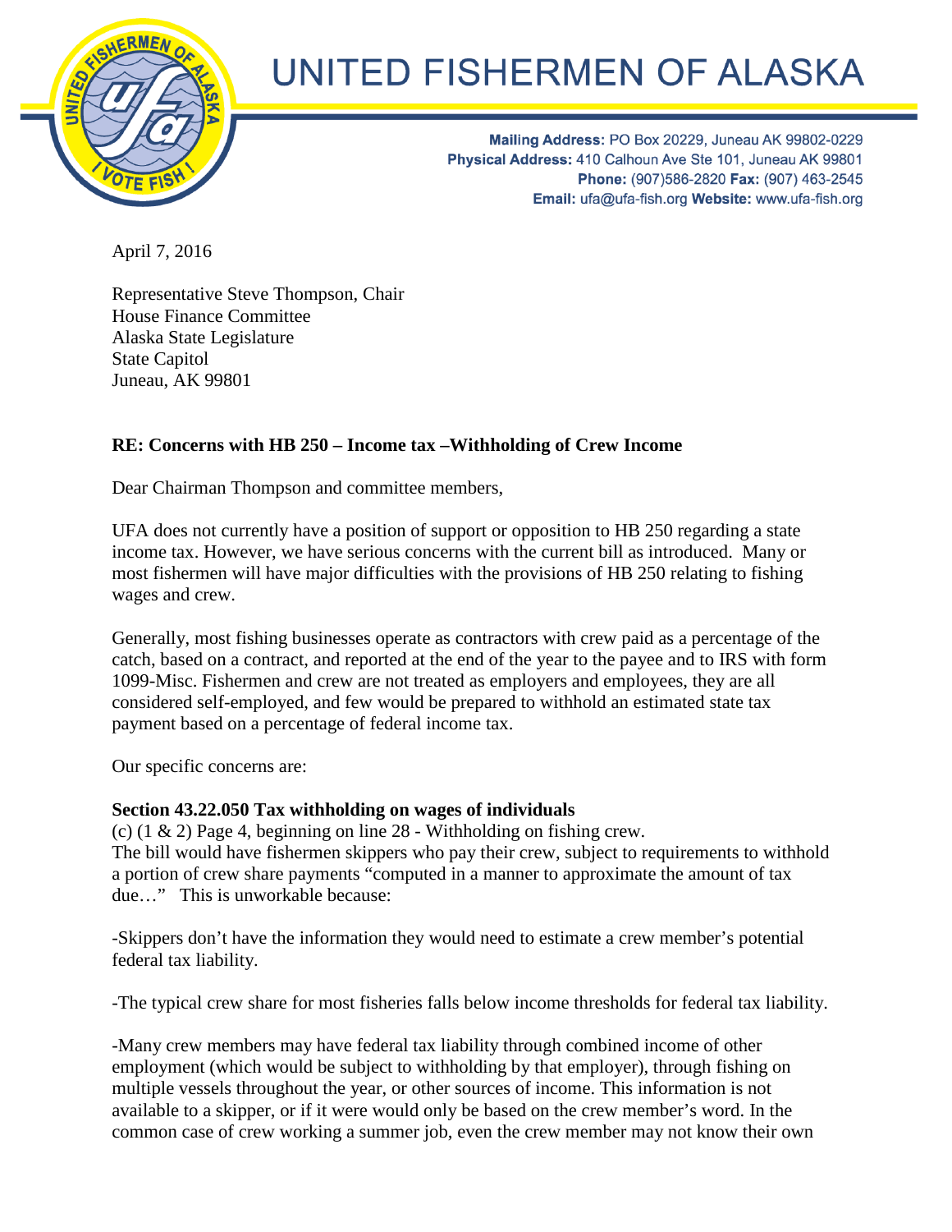# UNITED FISHERMEN OF ALASKA

**Mailing Address:** PO Box 20229, Juneau AK 99802-0229
**Physical Address:** 410 Calhoun Ave Ste 101, Juneau AK 99801
**Phone:** (907)586-2820 **Fax:** (907) 463-2545
**Email:** ufa@ufa-fish.org **Website:** www.ufa-fish.org

April 7, 2016

Representative Steve Thompson, Chair
House Finance Committee
Alaska State Legislature
State Capitol
Juneau, AK 99801

**RE: Concerns with HB 250 – Income tax –Withholding of Crew Income**

Dear Chairman Thompson and committee members,

UFA does not currently have a position of support or opposition to HB 250 regarding a state income tax. However, we have serious concerns with the current bill as introduced. Many or most fishermen will have major difficulties with the provisions of HB 250 relating to fishing wages and crew.

Generally, most fishing businesses operate as contractors with crew paid as a percentage of the catch, based on a contract, and reported at the end of the year to the payee and to IRS with form 1099-Misc. Fishermen and crew are not treated as employers and employees, they are all considered self-employed, and few would be prepared to withhold an estimated state tax payment based on a percentage of federal income tax.

Our specific concerns are:

**Section 43.22.050 Tax withholding on wages of individuals**
(c) (1 & 2) Page 4, beginning on line 28 - Withholding on fishing crew.
The bill would have fishermen skippers who pay their crew, subject to requirements to withhold a portion of crew share payments "computed in a manner to approximate the amount of tax due…" This is unworkable because:

-Skippers don't have the information they would need to estimate a crew member's potential federal tax liability.

-The typical crew share for most fisheries falls below income thresholds for federal tax liability.

-Many crew members may have federal tax liability through combined income of other employment (which would be subject to withholding by that employer), through fishing on multiple vessels throughout the year, or other sources of income. This information is not available to a skipper, or if it were would only be based on the crew member's word. In the common case of crew working a summer job, even the crew member may not know their own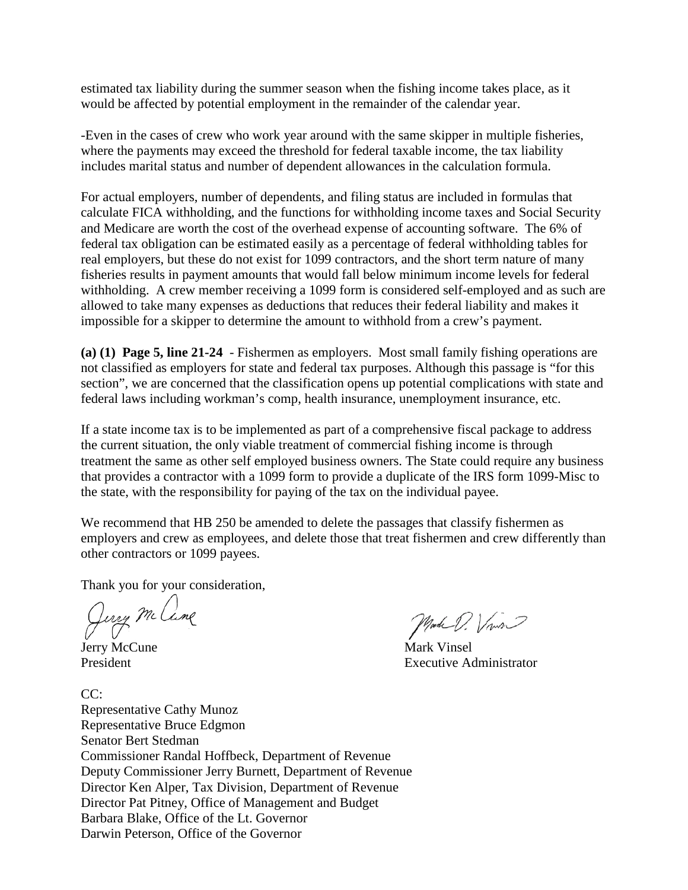estimated tax liability during the summer season when the fishing income takes place, as it would be affected by potential employment in the remainder of the calendar year.

-Even in the cases of crew who work year around with the same skipper in multiple fisheries, where the payments may exceed the threshold for federal taxable income, the tax liability includes marital status and number of dependent allowances in the calculation formula.

For actual employers, number of dependents, and filing status are included in formulas that calculate FICA withholding, and the functions for withholding income taxes and Social Security and Medicare are worth the cost of the overhead expense of accounting software. The 6% of federal tax obligation can be estimated easily as a percentage of federal withholding tables for real employers, but these do not exist for 1099 contractors, and the short term nature of many fisheries results in payment amounts that would fall below minimum income levels for federal withholding. A crew member receiving a 1099 form is considered self-employed and as such are allowed to take many expenses as deductions that reduces their federal liability and makes it impossible for a skipper to determine the amount to withhold from a crew's payment.

**(a) (1) Page 5, line 21-24** - Fishermen as employers. Most small family fishing operations are not classified as employers for state and federal tax purposes. Although this passage is "for this section", we are concerned that the classification opens up potential complications with state and federal laws including workman's comp, health insurance, unemployment insurance, etc.

If a state income tax is to be implemented as part of a comprehensive fiscal package to address the current situation, the only viable treatment of commercial fishing income is through treatment the same as other self employed business owners. The State could require any business that provides a contractor with a 1099 form to provide a duplicate of the IRS form 1099-Misc to the state, with the responsibility for paying of the tax on the individual payee.

We recommend that HB 250 be amended to delete the passages that classify fishermen as employers and crew as employees, and delete those that treat fishermen and crew differently than other contractors or 1099 payees.

Thank you for your consideration,

Jerry McCune
President

Mark Vinsel
Executive Administrator

CC:
Representative Cathy Munoz
Representative Bruce Edgmon
Senator Bert Stedman
Commissioner Randal Hoffbeck, Department of Revenue
Deputy Commissioner Jerry Burnett, Department of Revenue
Director Ken Alper, Tax Division, Department of Revenue
Director Pat Pitney, Office of Management and Budget
Barbara Blake, Office of the Lt. Governor
Darwin Peterson, Office of the Governor